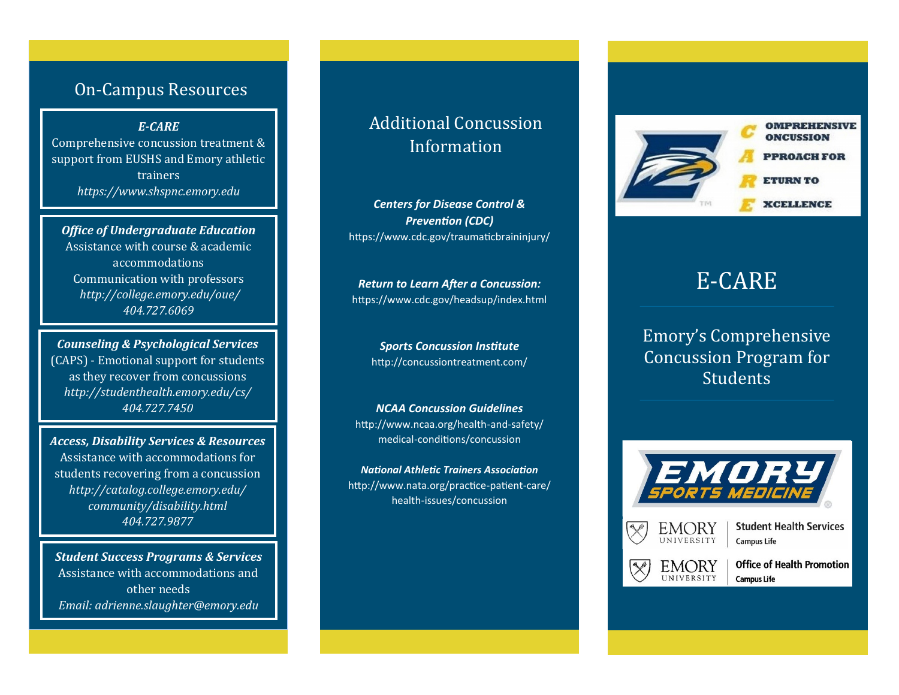## On-Campus Resources

***E-CARE***
Comprehensive concussion treatment & support from EUSHS and Emory athletic trainers
*https://www.shspnc.emory.edu*

***Office of Undergraduate Education***
Assistance with course & academic accommodations
Communication with professors
*http://college.emory.edu/oue/*
*404.727.6069*

***Counseling & Psychological Services***
(CAPS) - Emotional support for students as they recover from concussions
*http://studenthealth.emory.edu/cs/*
*404.727.7450*

***Access, Disability Services & Resources***
Assistance with accommodations for students recovering from a concussion
*http://catalog.college.emory.edu/community/disability.html*
*404.727.9877*

***Student Success Programs & Services***
Assistance with accommodations and other needs
*Email: adrienne.slaughter@emory.edu*

## Additional Concussion Information

***Centers for Disease Control & Prevention (CDC)***
https://www.cdc.gov/traumaticbraininjury/

***Return to Learn After a Concussion:***
https://www.cdc.gov/headsup/index.html

***Sports Concussion Institute***
http://concussiontreatment.com/

***NCAA Concussion Guidelines***
http://www.ncaa.org/health-and-safety/medical-conditions/concussion

***National Athletic Trainers Association***
http://www.nata.org/practice-patient-care/health-issues/concussion

**C**OMPREHENSIVE **C**ONCUSSION **A**PPROACH FOR **R**ETURN TO **E**XCELLENCE

# E-CARE

## Emory's Comprehensive Concussion Program for Students

EMORY SPORTS MEDICINE

EMORY UNIVERSITY | Student Health Services, Campus Life

EMORY UNIVERSITY | Office of Health Promotion, Campus Life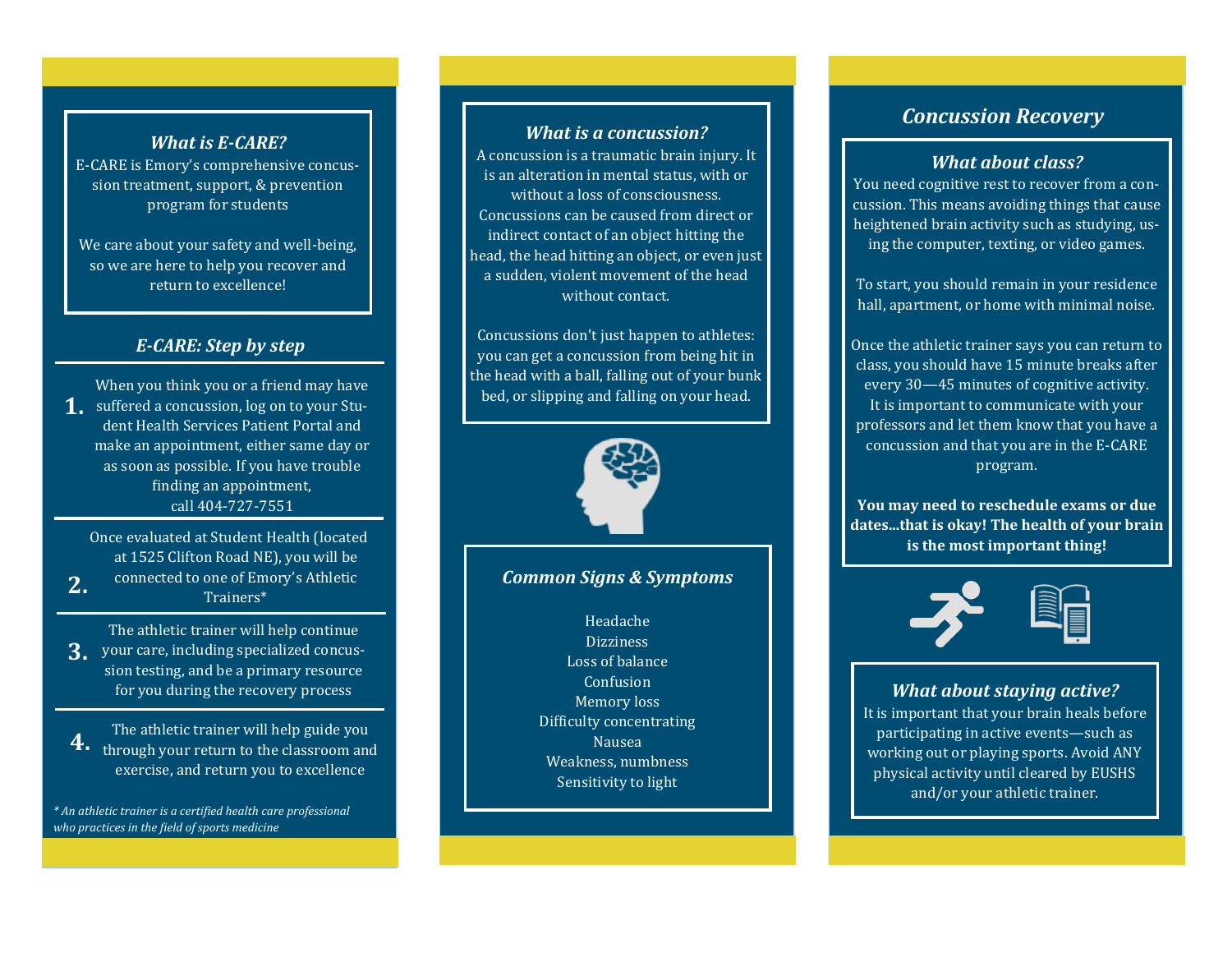### *What is E-CARE?*

E-CARE is Emory's comprehensive concussion treatment, support, & prevention program for students

We care about your safety and well-being, so we are here to help you recover and return to excellence!

### *E-CARE: Step by step*

1. When you think you or a friend may have suffered a concussion, log on to your Student Health Services Patient Portal and make an appointment, either same day or as soon as possible. If you have trouble finding an appointment, call 404-727-7551
2. Once evaluated at Student Health (located at 1525 Clifton Road NE), you will be connected to one of Emory's Athletic Trainers*
3. The athletic trainer will help continue your care, including specialized concussion testing, and be a primary resource for you during the recovery process
4. The athletic trainer will help guide you through your return to the classroom and exercise, and return you to excellence

*\* An athletic trainer is a certified health care professional who practices in the field of sports medicine*

### *What is a concussion?*

A concussion is a traumatic brain injury. It is an alteration in mental status, with or without a loss of consciousness. Concussions can be caused from direct or indirect contact of an object hitting the head, the head hitting an object, or even just a sudden, violent movement of the head without contact.

Concussions don't just happen to athletes: you can get a concussion from being hit in the head with a ball, falling out of your bunk bed, or slipping and falling on your head.

### *Common Signs & Symptoms*

Headache
Dizziness
Loss of balance
Confusion
Memory loss
Difficulty concentrating
Nausea
Weakness, numbness
Sensitivity to light

## *Concussion Recovery*

### *What about class?*

You need cognitive rest to recover from a concussion. This means avoiding things that cause heightened brain activity such as studying, using the computer, texting, or video games.

To start, you should remain in your residence hall, apartment, or home with minimal noise.

Once the athletic trainer says you can return to class, you should have 15 minute breaks after every 30—45 minutes of cognitive activity. It is important to communicate with your professors and let them know that you have a concussion and that you are in the E-CARE program.

**You may need to reschedule exams or due dates...that is okay! The health of your brain is the most important thing!**

### *What about staying active?*

It is important that your brain heals before participating in active events—such as working out or playing sports. Avoid ANY physical activity until cleared by EUSHS and/or your athletic trainer.